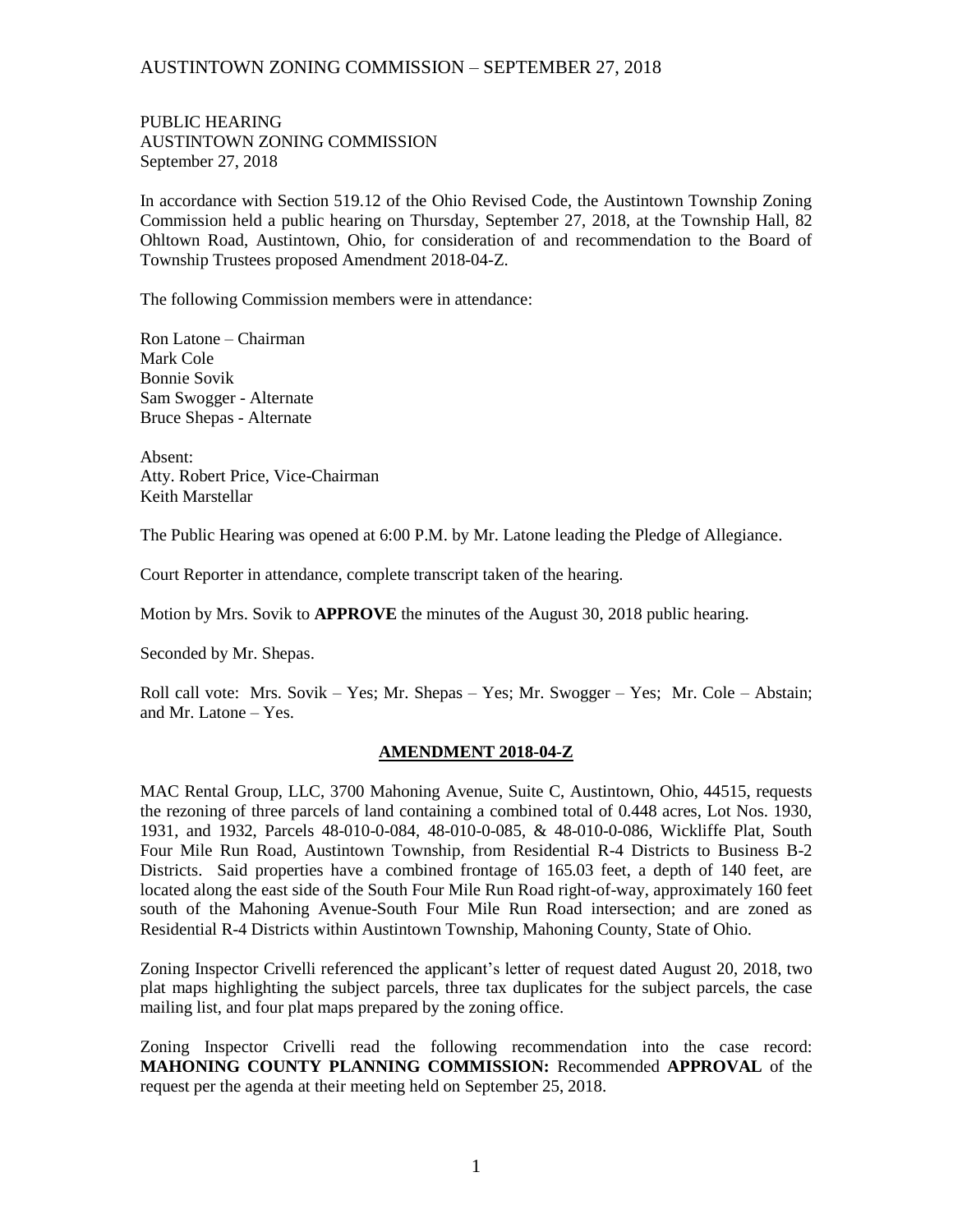PUBLIC HEARING
AUSTINTOWN ZONING COMMISSION
September 27, 2018

In accordance with Section 519.12 of the Ohio Revised Code, the Austintown Township Zoning Commission held a public hearing on Thursday, September 27, 2018, at the Township Hall, 82 Ohltown Road, Austintown, Ohio, for consideration of and recommendation to the Board of Township Trustees proposed Amendment 2018-04-Z.

The following Commission members were in attendance:

Ron Latone – Chairman
Mark Cole
Bonnie Sovik
Sam Swogger - Alternate
Bruce Shepas - Alternate

Absent:
Atty. Robert Price, Vice-Chairman
Keith Marstellar

The Public Hearing was opened at 6:00 P.M. by Mr. Latone leading the Pledge of Allegiance.

Court Reporter in attendance, complete transcript taken of the hearing.

Motion by Mrs. Sovik to **APPROVE** the minutes of the August 30, 2018 public hearing.

Seconded by Mr. Shepas.

Roll call vote: Mrs. Sovik – Yes; Mr. Shepas – Yes; Mr. Swogger – Yes; Mr. Cole – Abstain; and Mr. Latone – Yes.

## AMENDMENT 2018-04-Z

MAC Rental Group, LLC, 3700 Mahoning Avenue, Suite C, Austintown, Ohio, 44515, requests the rezoning of three parcels of land containing a combined total of 0.448 acres, Lot Nos. 1930, 1931, and 1932, Parcels 48-010-0-084, 48-010-0-085, & 48-010-0-086, Wickliffe Plat, South Four Mile Run Road, Austintown Township, from Residential R-4 Districts to Business B-2 Districts. Said properties have a combined frontage of 165.03 feet, a depth of 140 feet, are located along the east side of the South Four Mile Run Road right-of-way, approximately 160 feet south of the Mahoning Avenue-South Four Mile Run Road intersection; and are zoned as Residential R-4 Districts within Austintown Township, Mahoning County, State of Ohio.

Zoning Inspector Crivelli referenced the applicant's letter of request dated August 20, 2018, two plat maps highlighting the subject parcels, three tax duplicates for the subject parcels, the case mailing list, and four plat maps prepared by the zoning office.

Zoning Inspector Crivelli read the following recommendation into the case record: **MAHONING COUNTY PLANNING COMMISSION:** Recommended **APPROVAL** of the request per the agenda at their meeting held on September 25, 2018.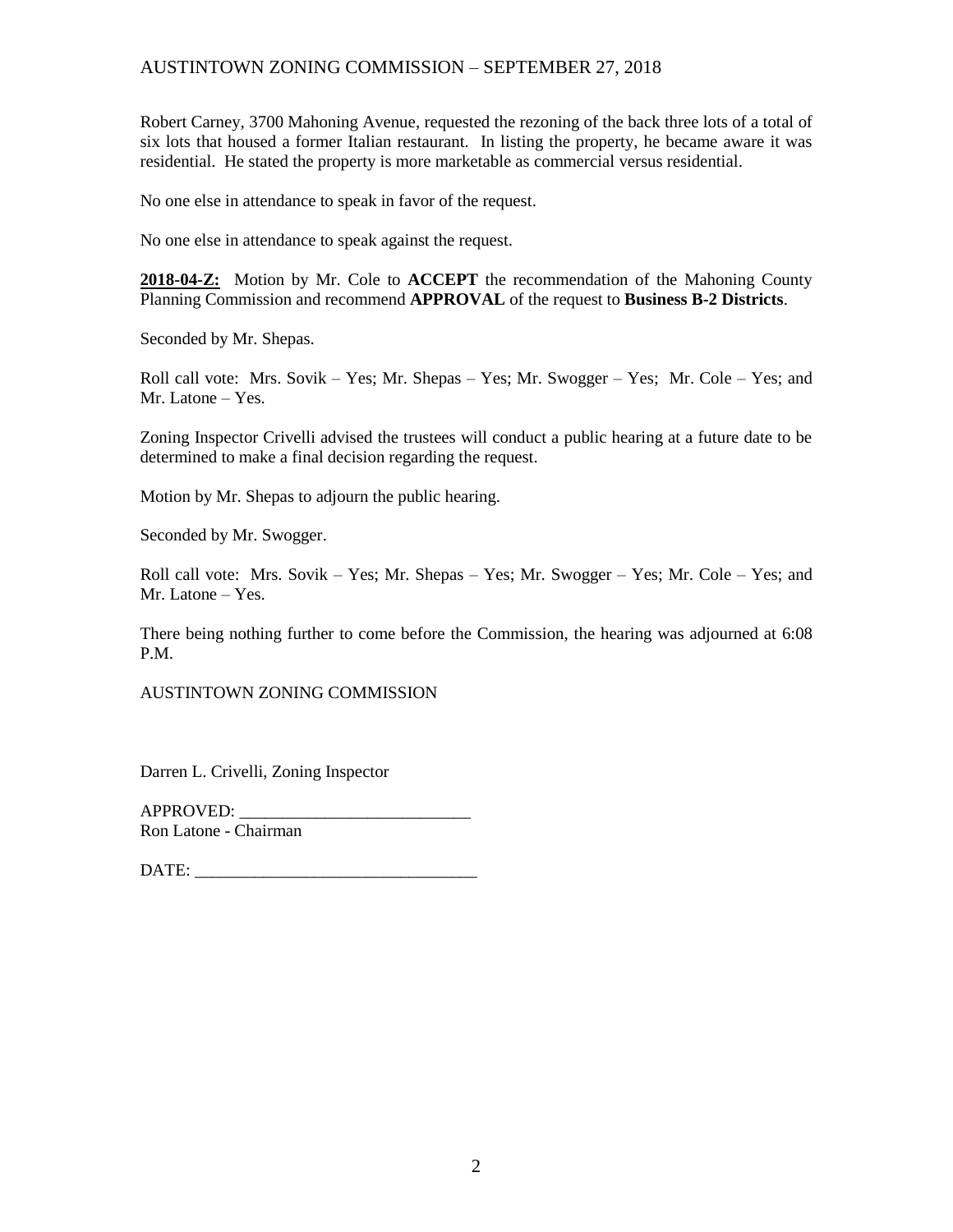Robert Carney, 3700 Mahoning Avenue, requested the rezoning of the back three lots of a total of six lots that housed a former Italian restaurant. In listing the property, he became aware it was residential. He stated the property is more marketable as commercial versus residential.

No one else in attendance to speak in favor of the request.

No one else in attendance to speak against the request.

**2018-04-Z:** Motion by Mr. Cole to **ACCEPT** the recommendation of the Mahoning County Planning Commission and recommend **APPROVAL** of the request to **Business B-2 Districts**.

Seconded by Mr. Shepas.

Roll call vote: Mrs. Sovik – Yes; Mr. Shepas – Yes; Mr. Swogger – Yes; Mr. Cole – Yes; and Mr. Latone – Yes.

Zoning Inspector Crivelli advised the trustees will conduct a public hearing at a future date to be determined to make a final decision regarding the request.

Motion by Mr. Shepas to adjourn the public hearing.

Seconded by Mr. Swogger.

Roll call vote: Mrs. Sovik – Yes; Mr. Shepas – Yes; Mr. Swogger – Yes; Mr. Cole – Yes; and Mr. Latone – Yes.

There being nothing further to come before the Commission, the hearing was adjourned at 6:08 P.M.

AUSTINTOWN ZONING COMMISSION

Darren L. Crivelli, Zoning Inspector

APPROVED: ___________________________
Ron Latone - Chairman

DATE: _________________________________